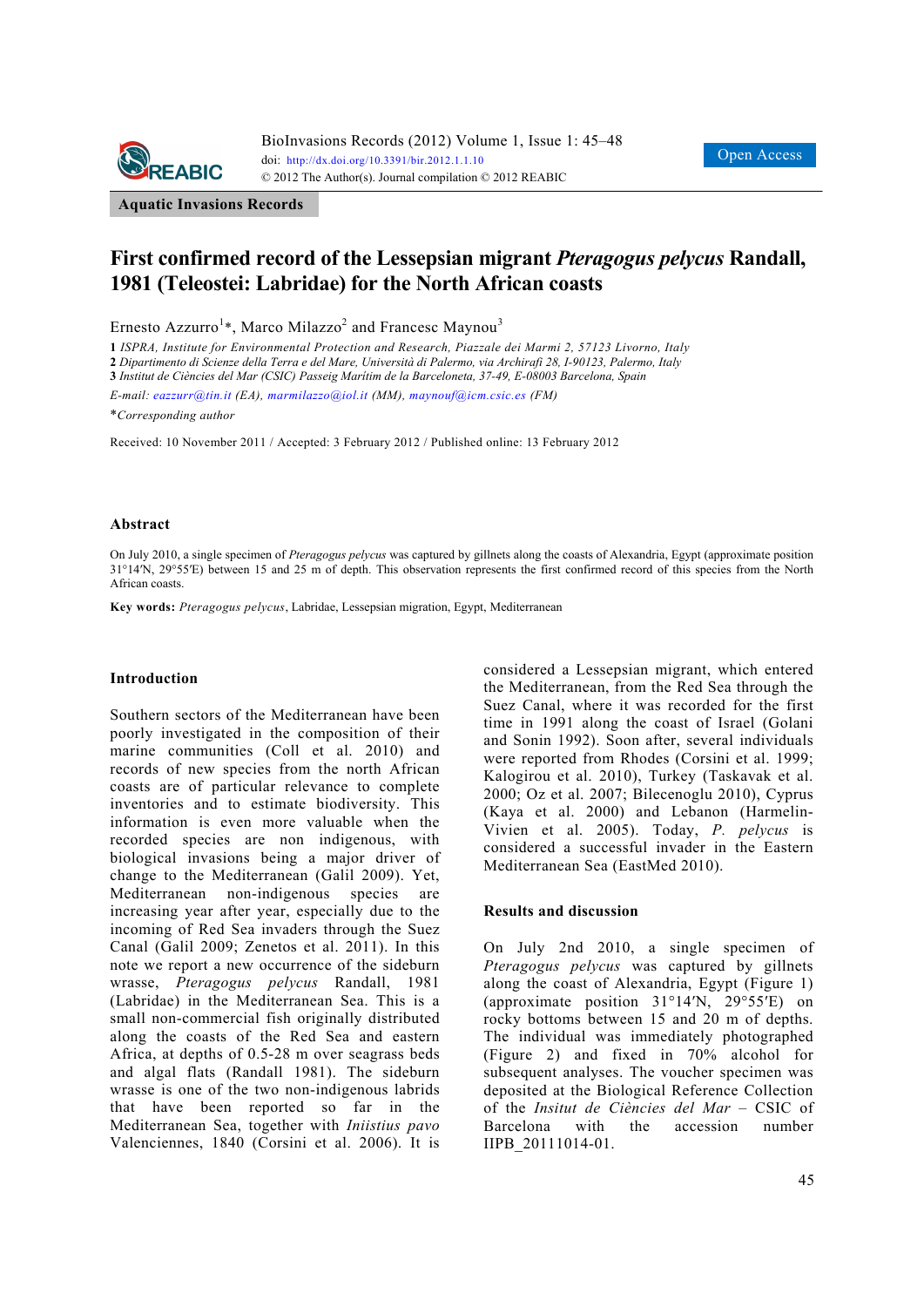Aquatic Invasions Records

# First confirmed record of the Lessepsian migrant *Pteragogus pelycus* Randall, 1981 (Teleostei: Labridae) for the North African coasts

Ernesto Azzurro[1]*, Marco Milazzo[2] and Francesc Maynou[3]

**1** *ISPRA, Institute for Environmental Protection and Research, Piazzale dei Marmi 2, 57123 Livorno, Italy*
**2** *Dipartimento di Scienze della Terra e del Mare, Università di Palermo, via Archirafi 28, I-90123, Palermo, Italy*
**3** *Institut de Ciències del Mar (CSIC) Passeig Marítim de la Barceloneta, 37-49, E-08003 Barcelona, Spain*

*E-mail: eazzurr@tin.it (EA), marmilazzo@iol.it (MM), maynouf@icm.csic.es (FM)*

*\*Corresponding author*

Received: 10 November 2011 / Accepted: 3 February 2012 / Published online: 13 February 2012

## Abstract

On July 2010, a single specimen of *Pteragogus pelycus* was captured by gillnets along the coasts of Alexandria, Egypt (approximate position 31°14′N, 29°55′E) between 15 and 25 m of depth. This observation represents the first confirmed record of this species from the North African coasts.

**Key words:** *Pteragogus pelycus*, Labridae, Lessepsian migration, Egypt, Mediterranean

## Introduction

Southern sectors of the Mediterranean have been poorly investigated in the composition of their marine communities (Coll et al. 2010) and records of new species from the north African coasts are of particular relevance to complete inventories and to estimate biodiversity. This information is even more valuable when the recorded species are non indigenous, with biological invasions being a major driver of change to the Mediterranean (Galil 2009). Yet, Mediterranean non-indigenous species are increasing year after year, especially due to the incoming of Red Sea invaders through the Suez Canal (Galil 2009; Zenetos et al. 2011). In this note we report a new occurrence of the sideburn wrasse, *Pteragogus pelycus* Randall, 1981 (Labridae) in the Mediterranean Sea. This is a small non-commercial fish originally distributed along the coasts of the Red Sea and eastern Africa, at depths of 0.5-28 m over seagrass beds and algal flats (Randall 1981). The sideburn wrasse is one of the two non-indigenous labrids that have been reported so far in the Mediterranean Sea, together with *Iniistius pavo* Valenciennes, 1840 (Corsini et al. 2006). It is considered a Lessepsian migrant, which entered the Mediterranean, from the Red Sea through the Suez Canal, where it was recorded for the first time in 1991 along the coast of Israel (Golani and Sonin 1992). Soon after, several individuals were reported from Rhodes (Corsini et al. 1999; Kalogirou et al. 2010), Turkey (Taskavak et al. 2000; Oz et al. 2007; Bilecenoglu 2010), Cyprus (Kaya et al. 2000) and Lebanon (Harmelin-Vivien et al. 2005). Today, *P. pelycus* is considered a successful invader in the Eastern Mediterranean Sea (EastMed 2010).

## Results and discussion

On July 2nd 2010, a single specimen of *Pteragogus pelycus* was captured by gillnets along the coast of Alexandria, Egypt (Figure 1) (approximate position 31°14′N, 29°55′E) on rocky bottoms between 15 and 20 m of depths. The individual was immediately photographed (Figure 2) and fixed in 70% alcohol for subsequent analyses. The voucher specimen was deposited at the Biological Reference Collection of the *Insitut de Ciències del Mar* – CSIC of Barcelona with the accession number IIPB_20111014-01.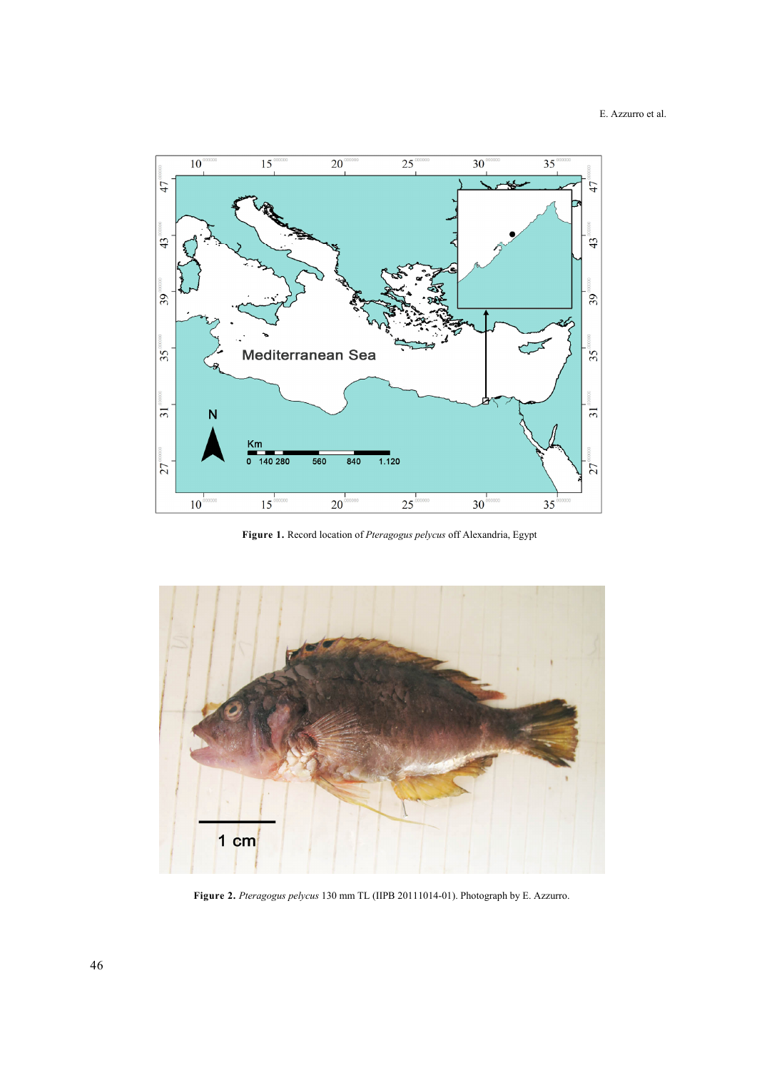**Figure 1.** Record location of *Pteragogus pelycus* off Alexandria, Egypt

**Figure 2.** *Pteragogus pelycus* 130 mm TL (IIPB 20111014-01). Photograph by E. Azzurro.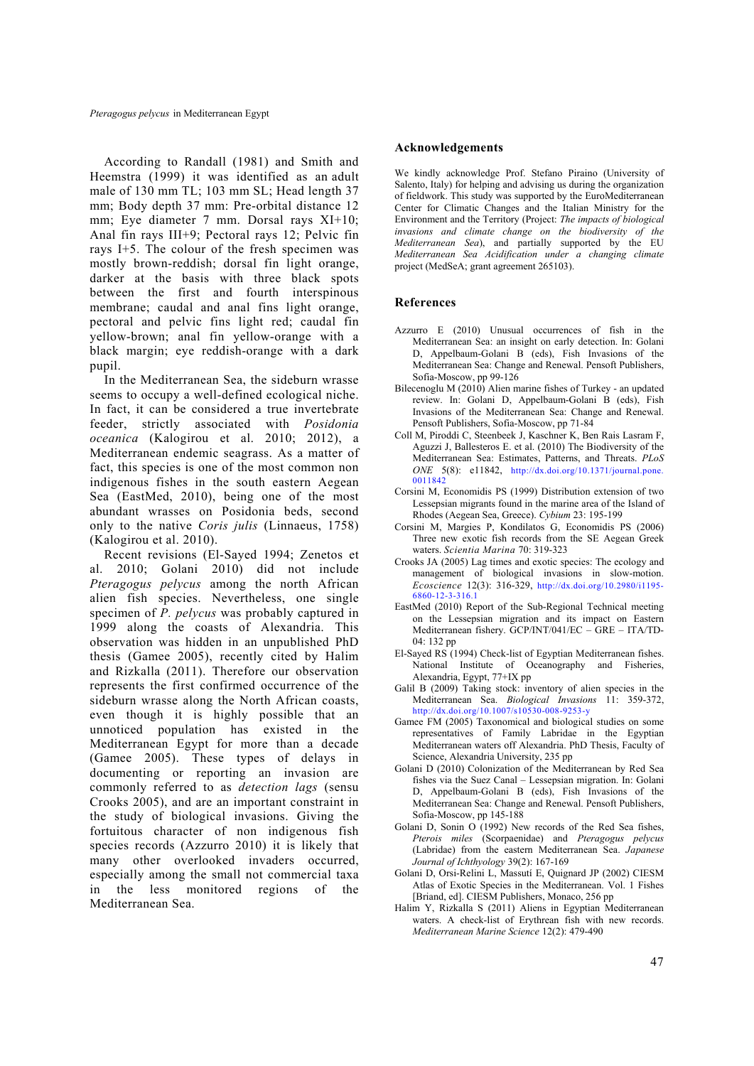According to Randall (1981) and Smith and Heemstra (1999) it was identified as an adult male of 130 mm TL; 103 mm SL; Head length 37 mm; Body depth 37 mm: Pre-orbital distance 12 mm; Eye diameter 7 mm. Dorsal rays XI+10; Anal fin rays III+9; Pectoral rays 12; Pelvic fin rays I+5. The colour of the fresh specimen was mostly brown-reddish; dorsal fin light orange, darker at the basis with three black spots between the first and fourth interspinous membrane; caudal and anal fins light orange, pectoral and pelvic fins light red; caudal fin yellow-brown; anal fin yellow-orange with a black margin; eye reddish-orange with a dark pupil.

In the Mediterranean Sea, the sideburn wrasse seems to occupy a well-defined ecological niche. In fact, it can be considered a true invertebrate feeder, strictly associated with *Posidonia oceanica* (Kalogirou et al. 2010; 2012), a Mediterranean endemic seagrass. As a matter of fact, this species is one of the most common non indigenous fishes in the south eastern Aegean Sea (EastMed, 2010), being one of the most abundant wrasses on Posidonia beds, second only to the native *Coris julis* (Linnaeus, 1758) (Kalogirou et al. 2010).

Recent revisions (El-Sayed 1994; Zenetos et al. 2010; Golani 2010) did not include *Pteragogus pelycus* among the north African alien fish species. Nevertheless, one single specimen of *P. pelycus* was probably captured in 1999 along the coasts of Alexandria. This observation was hidden in an unpublished PhD thesis (Gamee 2005), recently cited by Halim and Rizkalla (2011). Therefore our observation represents the first confirmed occurrence of the sideburn wrasse along the North African coasts, even though it is highly possible that an unnoticed population has existed in the Mediterranean Egypt for more than a decade (Gamee 2005). These types of delays in documenting or reporting an invasion are commonly referred to as *detection lags* (sensu Crooks 2005), and are an important constraint in the study of biological invasions. Giving the fortuitous character of non indigenous fish species records (Azzurro 2010) it is likely that many other overlooked invaders occurred, especially among the small not commercial taxa in the less monitored regions of the Mediterranean Sea.

## Acknowledgements

We kindly acknowledge Prof. Stefano Piraino (University of Salento, Italy) for helping and advising us during the organization of fieldwork. This study was supported by the EuroMediterranean Center for Climatic Changes and the Italian Ministry for the Environment and the Territory (Project: *The impacts of biological invasions and climate change on the biodiversity of the Mediterranean Sea*), and partially supported by the EU *Mediterranean Sea Acidification under a changing climate* project (MedSeA; grant agreement 265103).

## References

Azzurro E (2010) Unusual occurrences of fish in the Mediterranean Sea: an insight on early detection. In: Golani D, Appelbaum-Golani B (eds), Fish Invasions of the Mediterranean Sea: Change and Renewal. Pensoft Publishers, Sofia-Moscow, pp 99-126

Bilecenoglu M (2010) Alien marine fishes of Turkey - an updated review. In: Golani D, Appelbaum-Golani B (eds), Fish Invasions of the Mediterranean Sea: Change and Renewal. Pensoft Publishers, Sofia-Moscow, pp 71-84

Coll M, Piroddi C, Steenbeek J, Kaschner K, Ben Rais Lasram F, Aguzzi J, Ballesteros E. et al. (2010) The Biodiversity of the Mediterranean Sea: Estimates, Patterns, and Threats. *PLoS ONE* 5(8): e11842, http://dx.doi.org/10.1371/journal.pone.0011842

Corsini M, Economidis PS (1999) Distribution extension of two Lessepsian migrants found in the marine area of the Island of Rhodes (Aegean Sea, Greece). *Cybium* 23: 195-199

Corsini M, Margies P, Kondilatos G, Economidis PS (2006) Three new exotic fish records from the SE Aegean Greek waters. *Scientia Marina* 70: 319-323

Crooks JA (2005) Lag times and exotic species: The ecology and management of biological invasions in slow-motion. *Ecoscience* 12(3): 316-329, http://dx.doi.org/10.2980/i1195-6860-12-3-316.1

EastMed (2010) Report of the Sub-Regional Technical meeting on the Lessepsian migration and its impact on Eastern Mediterranean fishery. GCP/INT/041/EC – GRE – ITA/TD-04: 132 pp

El-Sayed RS (1994) Check-list of Egyptian Mediterranean fishes. National Institute of Oceanography and Fisheries, Alexandria, Egypt, 77+IX pp

Galil B (2009) Taking stock: inventory of alien species in the Mediterranean Sea. *Biological Invasions* 11: 359-372, http://dx.doi.org/10.1007/s10530-008-9253-y

Gamee FM (2005) Taxonomical and biological studies on some representatives of Family Labridae in the Egyptian Mediterranean waters off Alexandria. PhD Thesis, Faculty of Science, Alexandria University, 235 pp

Golani D (2010) Colonization of the Mediterranean by Red Sea fishes via the Suez Canal – Lessepsian migration. In: Golani D, Appelbaum-Golani B (eds), Fish Invasions of the Mediterranean Sea: Change and Renewal. Pensoft Publishers, Sofia-Moscow, pp 145-188

Golani D, Sonin O (1992) New records of the Red Sea fishes, *Pterois miles* (Scorpaenidae) and *Pteragogus pelycus* (Labridae) from the eastern Mediterranean Sea. *Japanese Journal of Ichthyology* 39(2): 167-169

Golani D, Orsi-Relini L, Massutí E, Quignard JP (2002) CIESM Atlas of Exotic Species in the Mediterranean. Vol. 1 Fishes [Briand, ed]. CIESM Publishers, Monaco, 256 pp

Halim Y, Rizkalla S (2011) Aliens in Egyptian Mediterranean waters. A check-list of Erythrean fish with new records. *Mediterranean Marine Science* 12(2): 479-490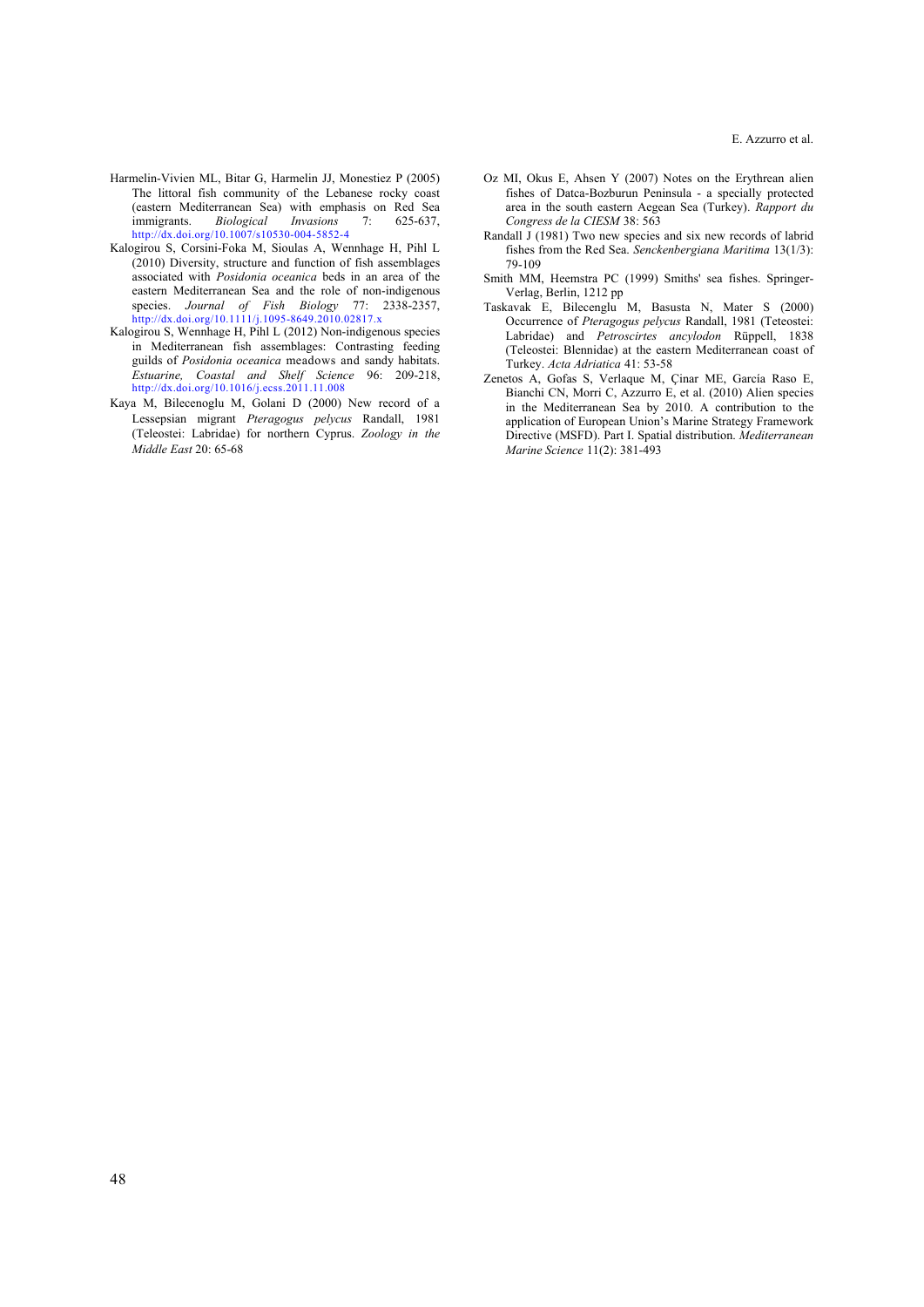Harmelin-Vivien ML, Bitar G, Harmelin JJ, Monestiez P (2005) The littoral fish community of the Lebanese rocky coast (eastern Mediterranean Sea) with emphasis on Red Sea immigrants. *Biological Invasions* 7: 625-637, http://dx.doi.org/10.1007/s10530-004-5852-4

Kalogirou S, Corsini-Foka M, Sioulas A, Wennhage H, Pihl L (2010) Diversity, structure and function of fish assemblages associated with *Posidonia oceanica* beds in an area of the eastern Mediterranean Sea and the role of non-indigenous species. *Journal of Fish Biology* 77: 2338-2357, http://dx.doi.org/10.1111/j.1095-8649.2010.02817.x

Kalogirou S, Wennhage H, Pihl L (2012) Non-indigenous species in Mediterranean fish assemblages: Contrasting feeding guilds of *Posidonia oceanica* meadows and sandy habitats. *Estuarine, Coastal and Shelf Science* 96: 209-218, http://dx.doi.org/10.1016/j.ecss.2011.11.008

Kaya M, Bilecenoglu M, Golani D (2000) New record of a Lessepsian migrant *Pteragogus pelycus* Randall, 1981 (Teleostei: Labridae) for northern Cyprus. *Zoology in the Middle East* 20: 65-68

Oz MI, Okus E, Ahsen Y (2007) Notes on the Erythrean alien fishes of Datca-Bozburun Peninsula - a specially protected area in the south eastern Aegean Sea (Turkey). *Rapport du Congress de la CIESM* 38: 563

Randall J (1981) Two new species and six new records of labrid fishes from the Red Sea. *Senckenbergiana Maritima* 13(1/3): 79-109

Smith MM, Heemstra PC (1999) Smiths' sea fishes. Springer-Verlag, Berlin, 1212 pp

Taskavak E, Bilecenglu M, Basusta N, Mater S (2000) Occurrence of *Pteragogus pelycus* Randall, 1981 (Teteostei: Labridae) and *Petroscirtes ancylodon* Rüppell, 1838 (Teleostei: Blennidae) at the eastern Mediterranean coast of Turkey. *Acta Adriatica* 41: 53-58

Zenetos A, Gofas S, Verlaque M, Çinar ME, García Raso E, Bianchi CN, Morri C, Azzurro E, et al. (2010) Alien species in the Mediterranean Sea by 2010. A contribution to the application of European Union's Marine Strategy Framework Directive (MSFD). Part I. Spatial distribution. *Mediterranean Marine Science* 11(2): 381-493